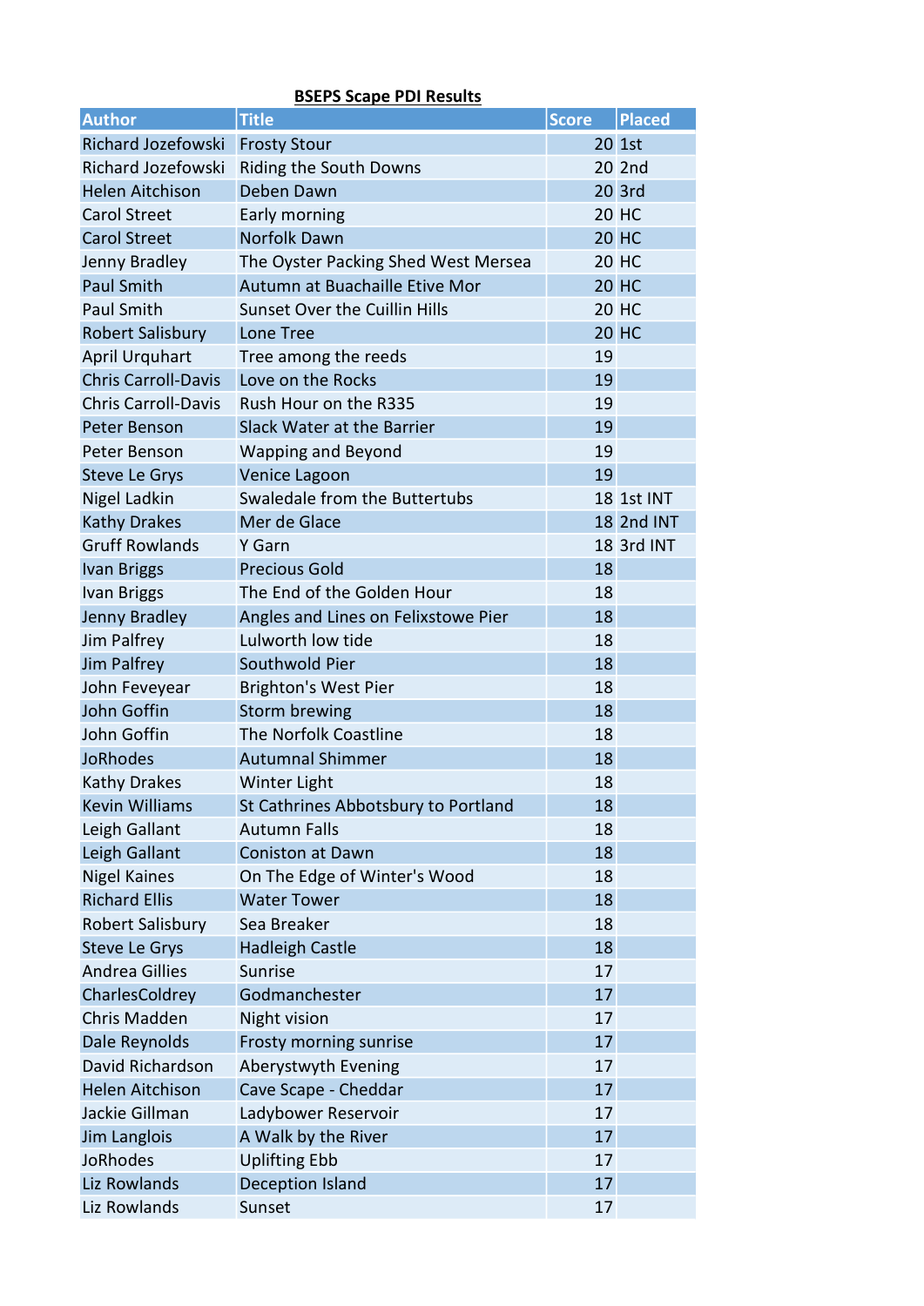**BSEPS Scape PDI Results**

| Author | Title | Score | Placed |
|---|---|---|---|
| Richard Jozefowski | Frosty Stour | 20 | 1st |
| Richard Jozefowski | Riding the South Downs | 20 | 2nd |
| Helen Aitchison | Deben Dawn | 20 | 3rd |
| Carol Street | Early morning | 20 | HC |
| Carol Street | Norfolk Dawn | 20 | HC |
| Jenny Bradley | The Oyster Packing Shed West Mersea | 20 | HC |
| Paul Smith | Autumn at Buachaille Etive Mor | 20 | HC |
| Paul Smith | Sunset Over the Cuillin Hills | 20 | HC |
| Robert Salisbury | Lone Tree | 20 | HC |
| April Urquhart | Tree among the reeds | 19 | |
| Chris Carroll-Davis | Love on the Rocks | 19 | |
| Chris Carroll-Davis | Rush Hour on the R335 | 19 | |
| Peter Benson | Slack Water at the Barrier | 19 | |
| Peter Benson | Wapping and Beyond | 19 | |
| Steve Le Grys | Venice Lagoon | 19 | |
| Nigel Ladkin | Swaledale from the Buttertubs | 18 | 1st INT |
| Kathy Drakes | Mer de Glace | 18 | 2nd INT |
| Gruff Rowlands | Y Garn | 18 | 3rd INT |
| Ivan Briggs | Precious Gold | 18 | |
| Ivan Briggs | The End of the Golden Hour | 18 | |
| Jenny Bradley | Angles and Lines on Felixstowe Pier | 18 | |
| Jim Palfrey | Lulworth low tide | 18 | |
| Jim Palfrey | Southwold Pier | 18 | |
| John Feveyear | Brighton's West Pier | 18 | |
| John Goffin | Storm brewing | 18 | |
| John Goffin | The Norfolk Coastline | 18 | |
| JoRhodes | Autumnal Shimmer | 18 | |
| Kathy Drakes | Winter Light | 18 | |
| Kevin Williams | St Cathrines Abbotsbury to Portland | 18 | |
| Leigh Gallant | Autumn Falls | 18 | |
| Leigh Gallant | Coniston at Dawn | 18 | |
| Nigel Kaines | On The Edge of Winter's Wood | 18 | |
| Richard Ellis | Water Tower | 18 | |
| Robert Salisbury | Sea Breaker | 18 | |
| Steve Le Grys | Hadleigh Castle | 18 | |
| Andrea Gillies | Sunrise | 17 | |
| CharlesColdrey | Godmanchester | 17 | |
| Chris Madden | Night vision | 17 | |
| Dale Reynolds | Frosty morning sunrise | 17 | |
| David Richardson | Aberystwyth Evening | 17 | |
| Helen Aitchison | Cave Scape - Cheddar | 17 | |
| Jackie Gillman | Ladybower Reservoir | 17 | |
| Jim Langlois | A Walk by the River | 17 | |
| JoRhodes | Uplifting Ebb | 17 | |
| Liz Rowlands | Deception Island | 17 | |
| Liz Rowlands | Sunset | 17 | |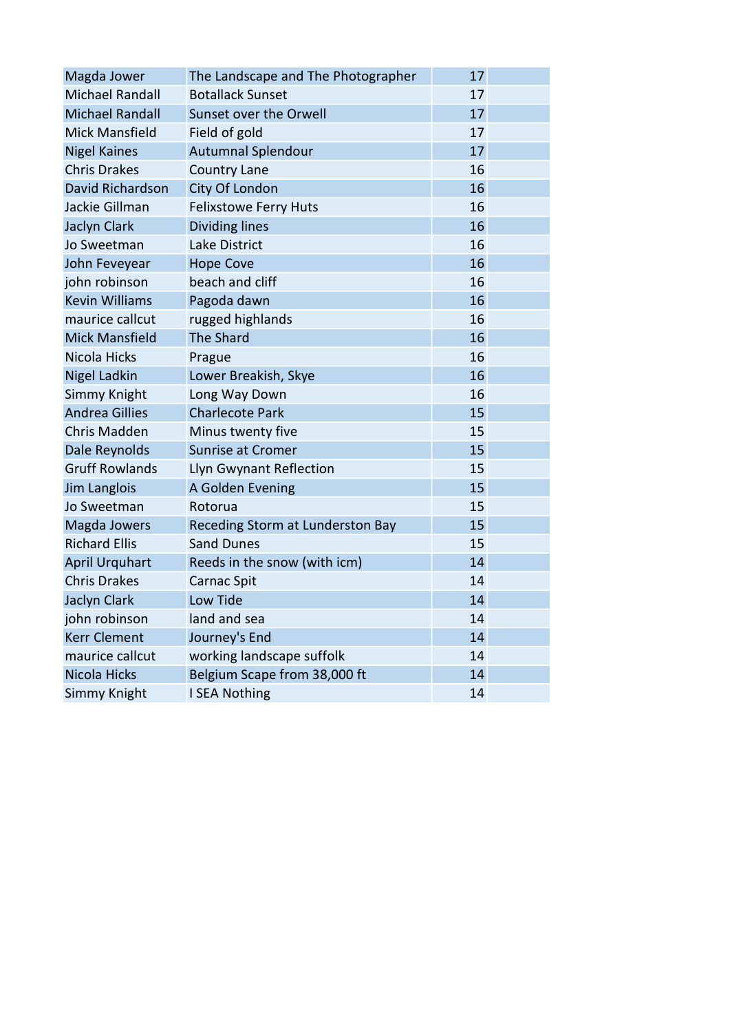| | | | |
|---|---|---|---|
| Magda Jower | The Landscape and The Photographer | 17 | |
| Michael Randall | Botallack Sunset | 17 | |
| Michael Randall | Sunset over the Orwell | 17 | |
| Mick Mansfield | Field of gold | 17 | |
| Nigel Kaines | Autumnal Splendour | 17 | |
| Chris Drakes | Country Lane | 16 | |
| David Richardson | City Of London | 16 | |
| Jackie Gillman | Felixstowe Ferry Huts | 16 | |
| Jaclyn Clark | Dividing lines | 16 | |
| Jo Sweetman | Lake District | 16 | |
| John Feveyear | Hope Cove | 16 | |
| john robinson | beach and cliff | 16 | |
| Kevin Williams | Pagoda dawn | 16 | |
| maurice callcut | rugged highlands | 16 | |
| Mick Mansfield | The Shard | 16 | |
| Nicola Hicks | Prague | 16 | |
| Nigel Ladkin | Lower Breakish, Skye | 16 | |
| Simmy Knight | Long Way Down | 16 | |
| Andrea Gillies | Charlecote Park | 15 | |
| Chris Madden | Minus twenty five | 15 | |
| Dale Reynolds | Sunrise at Cromer | 15 | |
| Gruff Rowlands | Llyn Gwynant Reflection | 15 | |
| Jim Langlois | A Golden Evening | 15 | |
| Jo Sweetman | Rotorua | 15 | |
| Magda Jowers | Receding Storm at Lunderston Bay | 15 | |
| Richard Ellis | Sand Dunes | 15 | |
| April Urquhart | Reeds in the snow (with icm) | 14 | |
| Chris Drakes | Carnac Spit | 14 | |
| Jaclyn Clark | Low Tide | 14 | |
| john robinson | land and sea | 14 | |
| Kerr Clement | Journey's End | 14 | |
| maurice callcut | working landscape suffolk | 14 | |
| Nicola Hicks | Belgium Scape from 38,000 ft | 14 | |
| Simmy Knight | I SEA Nothing | 14 | |